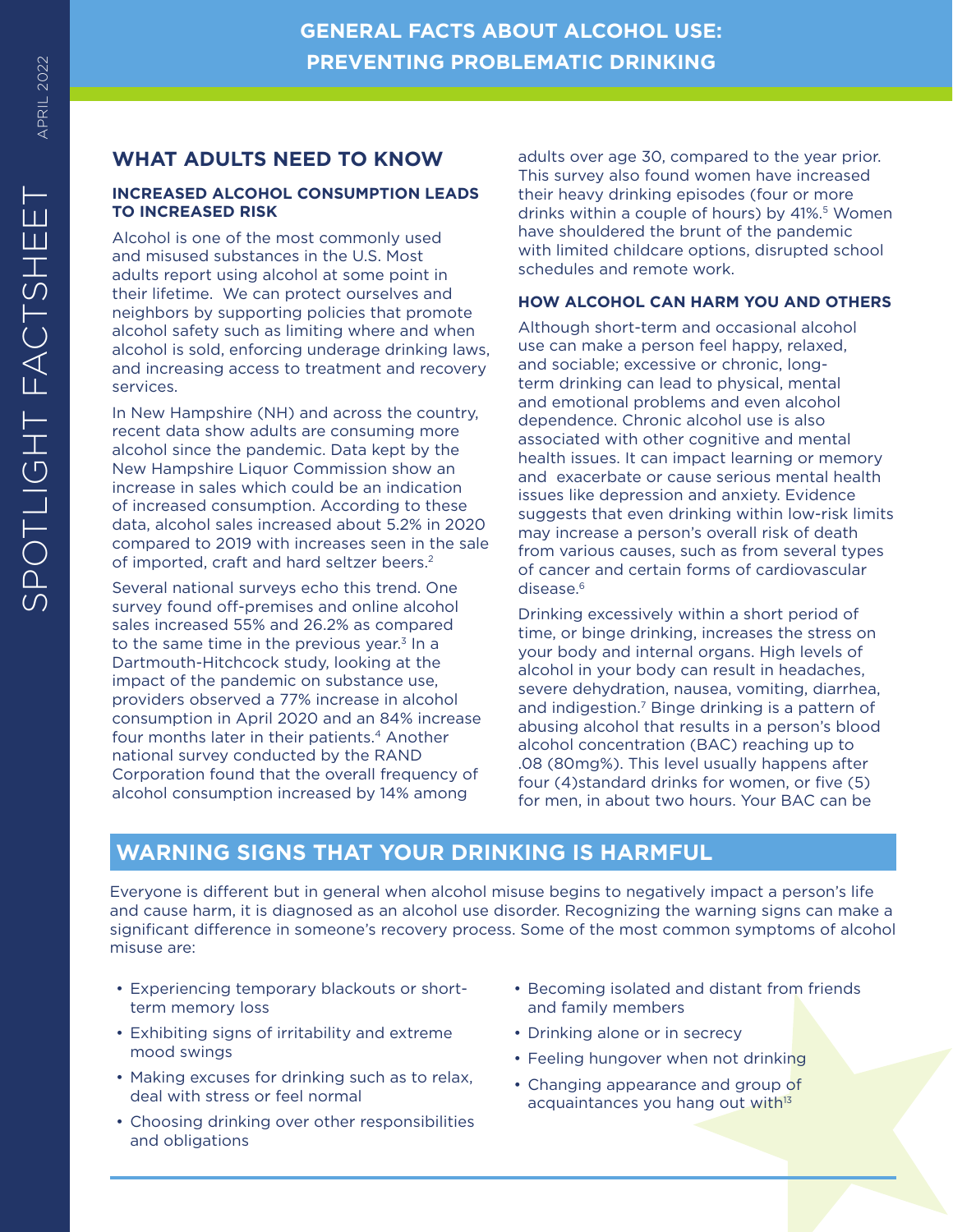# GENERAL FACTS ABOUT ALCOHOL USE: PREVENTING PROBLEMATIC DRINKING

## WHAT ADULTS NEED TO KNOW

### INCREASED ALCOHOL CONSUMPTION LEADS TO INCREASED RISK

Alcohol is one of the most commonly used and misused substances in the U.S. Most adults report using alcohol at some point in their lifetime. We can protect ourselves and neighbors by supporting policies that promote alcohol safety such as limiting where and when alcohol is sold, enforcing underage drinking laws, and increasing access to treatment and recovery services.

In New Hampshire (NH) and across the country, recent data show adults are consuming more alcohol since the pandemic. Data kept by the New Hampshire Liquor Commission show an increase in sales which could be an indication of increased consumption. According to these data, alcohol sales increased about 5.2% in 2020 compared to 2019 with increases seen in the sale of imported, craft and hard seltzer beers.[2]

Several national surveys echo this trend. One survey found off-premises and online alcohol sales increased 55% and 26.2% as compared to the same time in the previous year.[3] In a Dartmouth-Hitchcock study, looking at the impact of the pandemic on substance use, providers observed a 77% increase in alcohol consumption in April 2020 and an 84% increase four months later in their patients.[4] Another national survey conducted by the RAND Corporation found that the overall frequency of alcohol consumption increased by 14% among adults over age 30, compared to the year prior. This survey also found women have increased their heavy drinking episodes (four or more drinks within a couple of hours) by 41%.[5] Women have shouldered the brunt of the pandemic with limited childcare options, disrupted school schedules and remote work.

### HOW ALCOHOL CAN HARM YOU AND OTHERS

Although short-term and occasional alcohol use can make a person feel happy, relaxed, and sociable; excessive or chronic, long-term drinking can lead to physical, mental and emotional problems and even alcohol dependence. Chronic alcohol use is also associated with other cognitive and mental health issues. It can impact learning or memory and exacerbate or cause serious mental health issues like depression and anxiety. Evidence suggests that even drinking within low-risk limits may increase a person's overall risk of death from various causes, such as from several types of cancer and certain forms of cardiovascular disease.[6]

Drinking excessively within a short period of time, or binge drinking, increases the stress on your body and internal organs. High levels of alcohol in your body can result in headaches, severe dehydration, nausea, vomiting, diarrhea, and indigestion.[7] Binge drinking is a pattern of abusing alcohol that results in a person's blood alcohol concentration (BAC) reaching up to .08 (80mg%). This level usually happens after four (4)standard drinks for women, or five (5) for men, in about two hours. Your BAC can be

## WARNING SIGNS THAT YOUR DRINKING IS HARMFUL

Everyone is different but in general when alcohol misuse begins to negatively impact a person's life and cause harm, it is diagnosed as an alcohol use disorder. Recognizing the warning signs can make a significant difference in someone's recovery process. Some of the most common symptoms of alcohol misuse are:

- Experiencing temporary blackouts or short-term memory loss
- Exhibiting signs of irritability and extreme mood swings
- Making excuses for drinking such as to relax, deal with stress or feel normal
- Choosing drinking over other responsibilities and obligations
- Becoming isolated and distant from friends and family members
- Drinking alone or in secrecy
- Feeling hungover when not drinking
- Changing appearance and group of acquaintances you hang out with[13]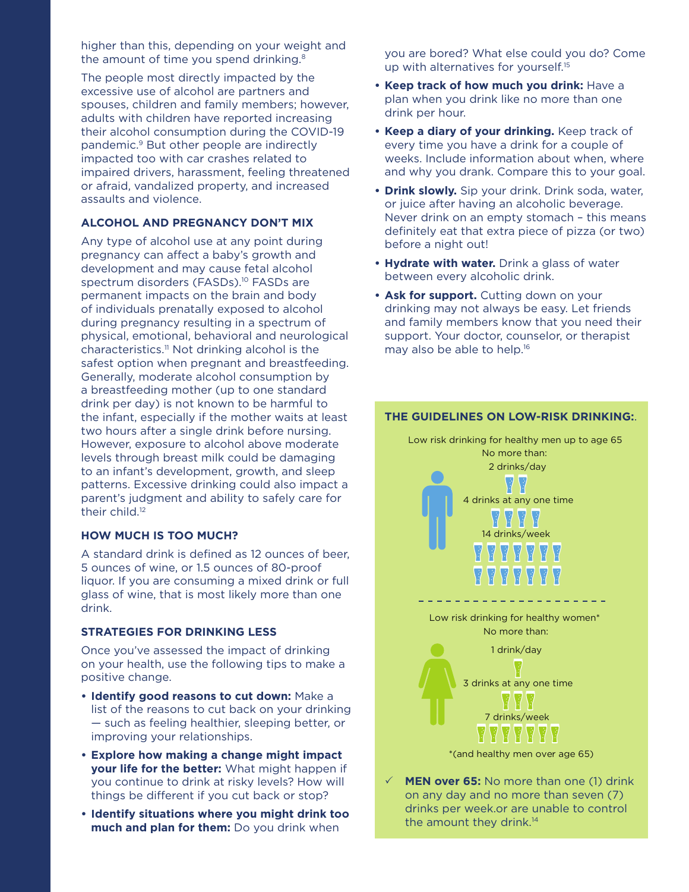higher than this, depending on your weight and the amount of time you spend drinking.[8]

The people most directly impacted by the excessive use of alcohol are partners and spouses, children and family members; however, adults with children have reported increasing their alcohol consumption during the COVID-19 pandemic.[9] But other people are indirectly impacted too with car crashes related to impaired drivers, harassment, feeling threatened or afraid, vandalized property, and increased assaults and violence.

### ALCOHOL AND PREGNANCY DON'T MIX

Any type of alcohol use at any point during pregnancy can affect a baby's growth and development and may cause fetal alcohol spectrum disorders (FASDs).[10] FASDs are permanent impacts on the brain and body of individuals prenatally exposed to alcohol during pregnancy resulting in a spectrum of physical, emotional, behavioral and neurological characteristics.[11] Not drinking alcohol is the safest option when pregnant and breastfeeding. Generally, moderate alcohol consumption by a breastfeeding mother (up to one standard drink per day) is not known to be harmful to the infant, especially if the mother waits at least two hours after a single drink before nursing. However, exposure to alcohol above moderate levels through breast milk could be damaging to an infant's development, growth, and sleep patterns. Excessive drinking could also impact a parent's judgment and ability to safely care for their child.[12]

### HOW MUCH IS TOO MUCH?

A standard drink is defined as 12 ounces of beer, 5 ounces of wine, or 1.5 ounces of 80-proof liquor. If you are consuming a mixed drink or full glass of wine, that is most likely more than one drink.

### STRATEGIES FOR DRINKING LESS

Once you've assessed the impact of drinking on your health, use the following tips to make a positive change.

- **Identify good reasons to cut down:** Make a list of the reasons to cut back on your drinking — such as feeling healthier, sleeping better, or improving your relationships.
- **Explore how making a change might impact your life for the better:** What might happen if you continue to drink at risky levels? How will things be different if you cut back or stop?
- **Identify situations where you might drink too much and plan for them:** Do you drink when you are bored? What else could you do? Come up with alternatives for yourself.[15]
- **Keep track of how much you drink:** Have a plan when you drink like no more than one drink per hour.
- **Keep a diary of your drinking.** Keep track of every time you have a drink for a couple of weeks. Include information about when, where and why you drank. Compare this to your goal.
- **Drink slowly.** Sip your drink. Drink soda, water, or juice after having an alcoholic beverage. Never drink on an empty stomach – this means definitely eat that extra piece of pizza (or two) before a night out!
- **Hydrate with water.** Drink a glass of water between every alcoholic drink.
- **Ask for support.** Cutting down on your drinking may not always be easy. Let friends and family members know that you need their support. Your doctor, counselor, or therapist may also be able to help.[16]

### THE GUIDELINES ON LOW-RISK DRINKING:.

Low risk drinking for healthy men up to age 65
No more than:

2 drinks/day

4 drinks at any one time

14 drinks/week

Low risk drinking for healthy women*
No more than:

1 drink/day

3 drinks at any one time

7 drinks/week

*(and healthy men over age 65)

✓ **MEN over 65:** No more than one (1) drink on any day and no more than seven (7) drinks per week.or are unable to control the amount they drink.[14]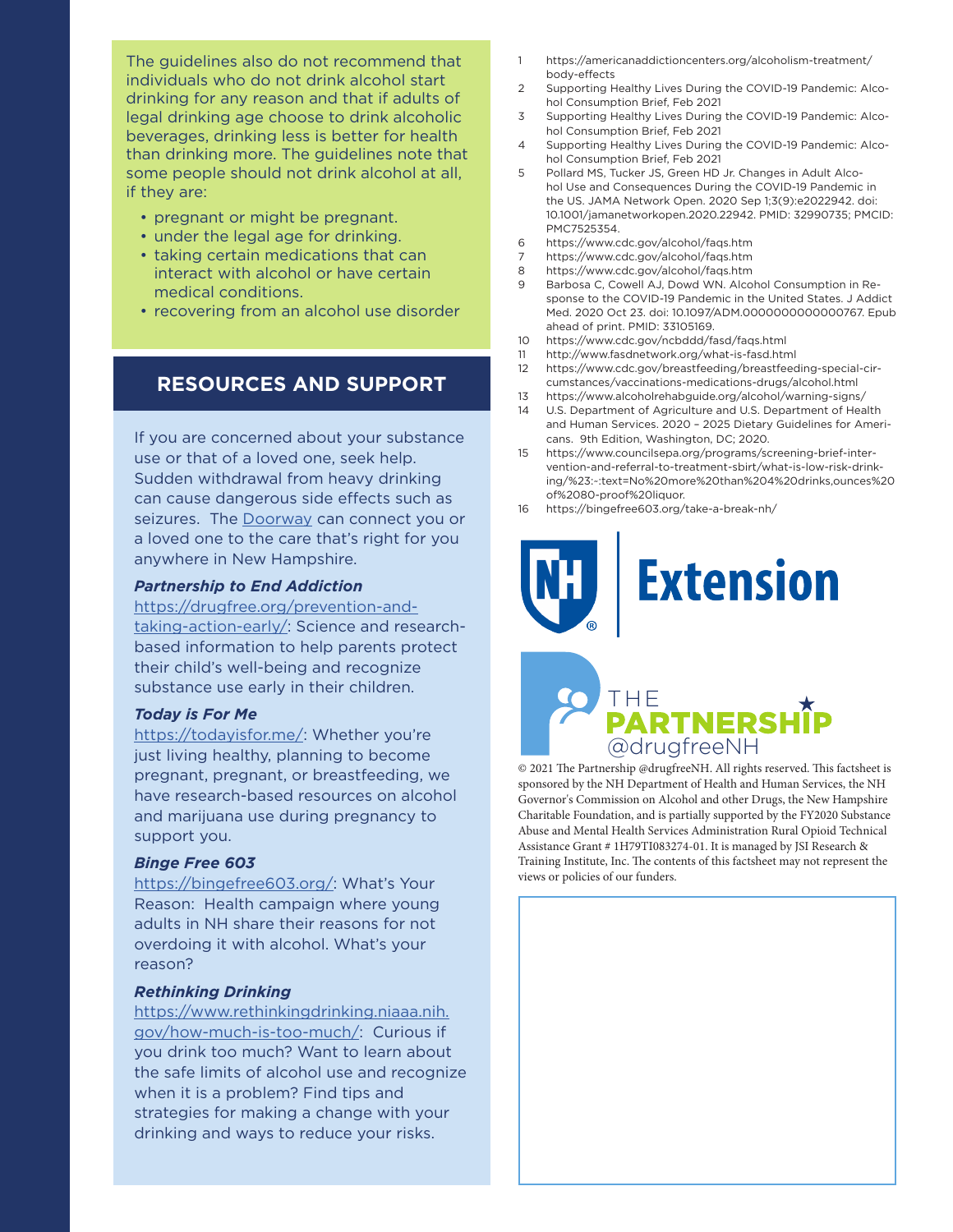The guidelines also do not recommend that individuals who do not drink alcohol start drinking for any reason and that if adults of legal drinking age choose to drink alcoholic beverages, drinking less is better for health than drinking more. The guidelines note that some people should not drink alcohol at all, if they are:

- pregnant or might be pregnant.
- under the legal age for drinking.
- taking certain medications that can interact with alcohol or have certain medical conditions.
- recovering from an alcohol use disorder

## RESOURCES AND SUPPORT

If you are concerned about your substance use or that of a loved one, seek help. Sudden withdrawal from heavy drinking can cause dangerous side effects such as seizures. The Doorway can connect you or a loved one to the care that's right for you anywhere in New Hampshire.

***Partnership to End Addiction***

https://drugfree.org/prevention-and-taking-action-early/: Science and research-based information to help parents protect their child's well-being and recognize substance use early in their children.

***Today is For Me***

https://todayisfor.me/: Whether you're just living healthy, planning to become pregnant, pregnant, or breastfeeding, we have research-based resources on alcohol and marijuana use during pregnancy to support you.

***Binge Free 603***

https://bingefree603.org/: What's Your Reason: Health campaign where young adults in NH share their reasons for not overdoing it with alcohol. What's your reason?

***Rethinking Drinking***

https://www.rethinkingdrinking.niaaa.nih.gov/how-much-is-too-much/: Curious if you drink too much? Want to learn about the safe limits of alcohol use and recognize when it is a problem? Find tips and strategies for making a change with your drinking and ways to reduce your risks.

1. https://americanaddictioncenters.org/alcoholism-treatment/body-effects
2. Supporting Healthy Lives During the COVID-19 Pandemic: Alcohol Consumption Brief, Feb 2021
3. Supporting Healthy Lives During the COVID-19 Pandemic: Alcohol Consumption Brief, Feb 2021
4. Supporting Healthy Lives During the COVID-19 Pandemic: Alcohol Consumption Brief, Feb 2021
5. Pollard MS, Tucker JS, Green HD Jr. Changes in Adult Alcohol Use and Consequences During the COVID-19 Pandemic in the US. JAMA Network Open. 2020 Sep 1;3(9):e2022942. doi: 10.1001/jamanetworkopen.2020.22942. PMID: 32990735; PMCID: PMC7525354.
6. https://www.cdc.gov/alcohol/faqs.htm
7. https://www.cdc.gov/alcohol/faqs.htm
8. https://www.cdc.gov/alcohol/faqs.htm
9. Barbosa C, Cowell AJ, Dowd WN. Alcohol Consumption in Response to the COVID-19 Pandemic in the United States. J Addict Med. 2020 Oct 23. doi: 10.1097/ADM.0000000000000767. Epub ahead of print. PMID: 33105169.
10. https://www.cdc.gov/ncbddd/fasd/faqs.html
11. http://www.fasdnetwork.org/what-is-fasd.html
12. https://www.cdc.gov/breastfeeding/breastfeeding-special-circumstances/vaccinations-medications-drugs/alcohol.html
13. https://www.alcoholrehabguide.org/alcohol/warning-signs/
14. U.S. Department of Agriculture and U.S. Department of Health and Human Services. 2020 – 2025 Dietary Guidelines for Americans. 9th Edition, Washington, DC; 2020.
15. https://www.councilsepa.org/programs/screening-brief-intervention-and-referral-to-treatment-sbirt/what-is-low-risk-drinking/%23:~:text=No%20more%20than%204%20drinks,ounces%20of%2080-proof%20liquor.
16. https://bingefree603.org/take-a-break-nh/

NH Extension

THE PARTNERSHIP @drugfreeNH

© 2021 The Partnership @drugfreeNH. All rights reserved. This factsheet is sponsored by the NH Department of Health and Human Services, the NH Governor's Commission on Alcohol and other Drugs, the New Hampshire Charitable Foundation, and is partially supported by the FY2020 Substance Abuse and Mental Health Services Administration Rural Opioid Technical Assistance Grant # 1H79TI083274-01. It is managed by JSI Research & Training Institute, Inc. The contents of this factsheet may not represent the views or policies of our funders.